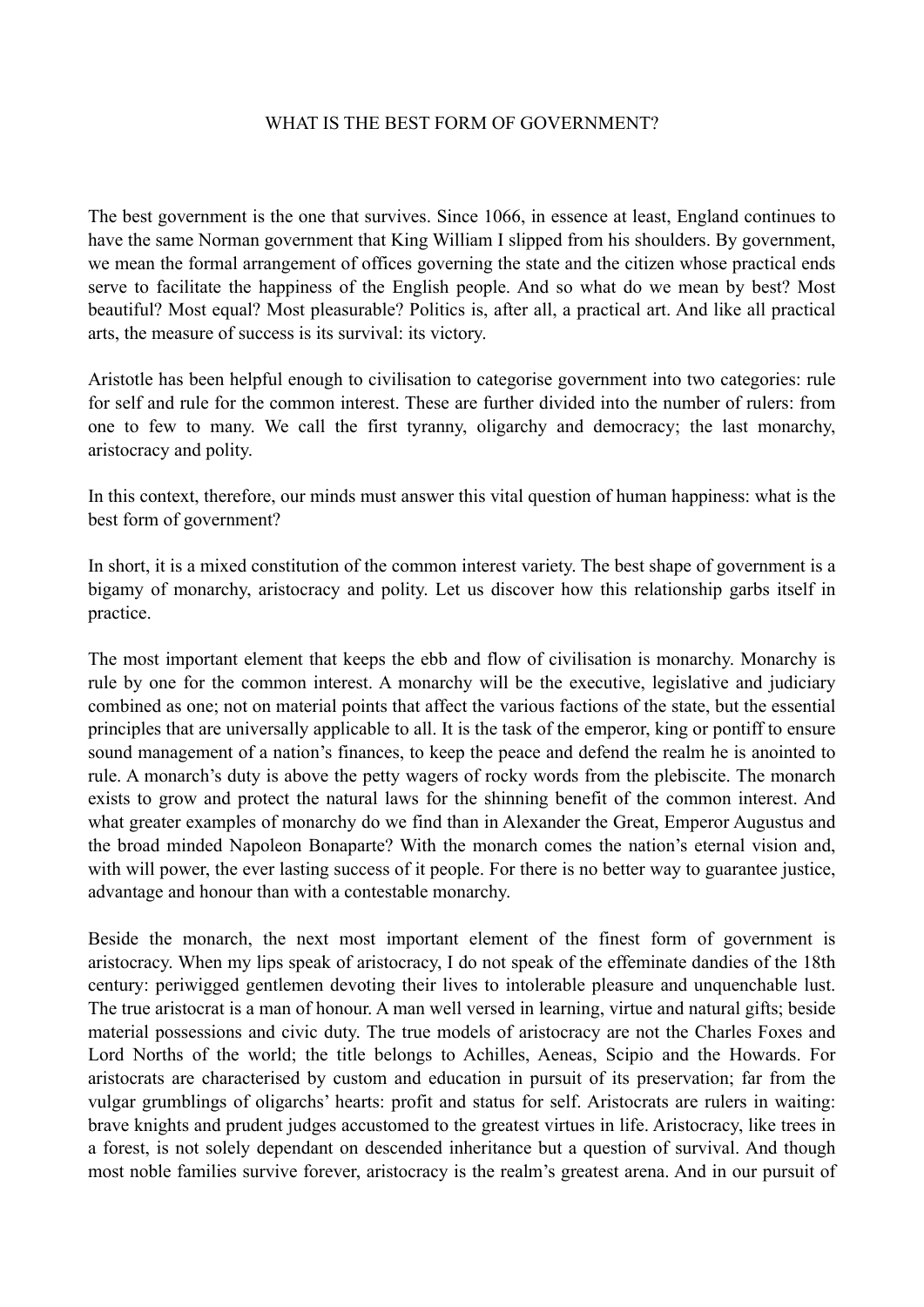# WHAT IS THE BEST FORM OF GOVERNMENT?

The best government is the one that survives. Since 1066, in essence at least, England continues to have the same Norman government that King William I slipped from his shoulders. By government, we mean the formal arrangement of offices governing the state and the citizen whose practical ends serve to facilitate the happiness of the English people. And so what do we mean by best? Most beautiful? Most equal? Most pleasurable? Politics is, after all, a practical art. And like all practical arts, the measure of success is its survival: its victory.

Aristotle has been helpful enough to civilisation to categorise government into two categories: rule for self and rule for the common interest. These are further divided into the number of rulers: from one to few to many. We call the first tyranny, oligarchy and democracy; the last monarchy, aristocracy and polity.

In this context, therefore, our minds must answer this vital question of human happiness: what is the best form of government?

In short, it is a mixed constitution of the common interest variety. The best shape of government is a bigamy of monarchy, aristocracy and polity. Let us discover how this relationship garbs itself in practice.

The most important element that keeps the ebb and flow of civilisation is monarchy. Monarchy is rule by one for the common interest. A monarchy will be the executive, legislative and judiciary combined as one; not on material points that affect the various factions of the state, but the essential principles that are universally applicable to all. It is the task of the emperor, king or pontiff to ensure sound management of a nation's finances, to keep the peace and defend the realm he is anointed to rule. A monarch's duty is above the petty wagers of rocky words from the plebiscite. The monarch exists to grow and protect the natural laws for the shinning benefit of the common interest. And what greater examples of monarchy do we find than in Alexander the Great, Emperor Augustus and the broad minded Napoleon Bonaparte? With the monarch comes the nation's eternal vision and, with will power, the ever lasting success of it people. For there is no better way to guarantee justice, advantage and honour than with a contestable monarchy.

Beside the monarch, the next most important element of the finest form of government is aristocracy. When my lips speak of aristocracy, I do not speak of the effeminate dandies of the 18th century: periwigged gentlemen devoting their lives to intolerable pleasure and unquenchable lust. The true aristocrat is a man of honour. A man well versed in learning, virtue and natural gifts; beside material possessions and civic duty. The true models of aristocracy are not the Charles Foxes and Lord Norths of the world; the title belongs to Achilles, Aeneas, Scipio and the Howards. For aristocrats are characterised by custom and education in pursuit of its preservation; far from the vulgar grumblings of oligarchs' hearts: profit and status for self. Aristocrats are rulers in waiting: brave knights and prudent judges accustomed to the greatest virtues in life. Aristocracy, like trees in a forest, is not solely dependant on descended inheritance but a question of survival. And though most noble families survive forever, aristocracy is the realm's greatest arena. And in our pursuit of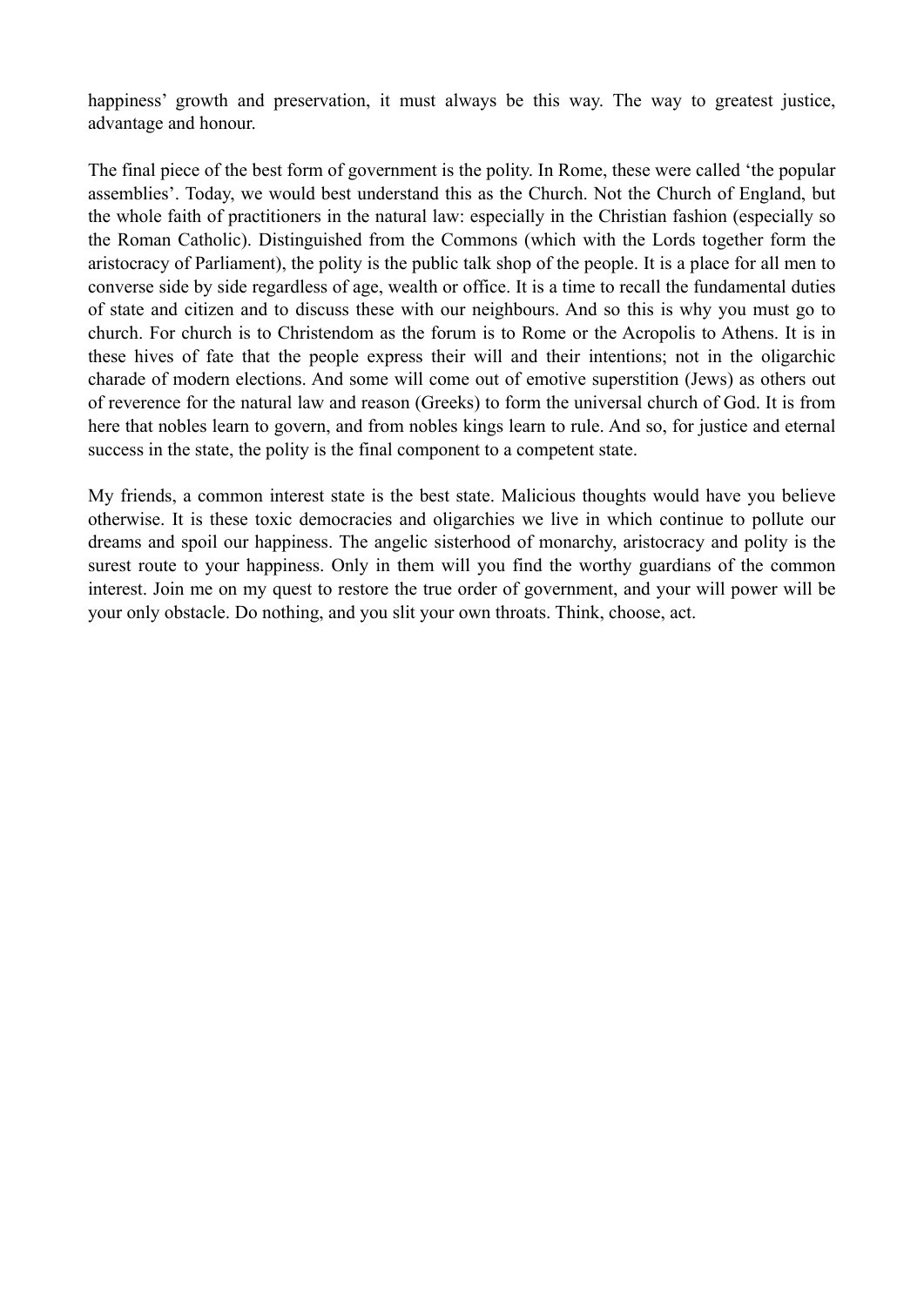happiness' growth and preservation, it must always be this way. The way to greatest justice, advantage and honour.

The final piece of the best form of government is the polity. In Rome, these were called 'the popular assemblies'. Today, we would best understand this as the Church. Not the Church of England, but the whole faith of practitioners in the natural law: especially in the Christian fashion (especially so the Roman Catholic). Distinguished from the Commons (which with the Lords together form the aristocracy of Parliament), the polity is the public talk shop of the people. It is a place for all men to converse side by side regardless of age, wealth or office. It is a time to recall the fundamental duties of state and citizen and to discuss these with our neighbours. And so this is why you must go to church. For church is to Christendom as the forum is to Rome or the Acropolis to Athens. It is in these hives of fate that the people express their will and their intentions; not in the oligarchic charade of modern elections. And some will come out of emotive superstition (Jews) as others out of reverence for the natural law and reason (Greeks) to form the universal church of God. It is from here that nobles learn to govern, and from nobles kings learn to rule. And so, for justice and eternal success in the state, the polity is the final component to a competent state.

My friends, a common interest state is the best state. Malicious thoughts would have you believe otherwise. It is these toxic democracies and oligarchies we live in which continue to pollute our dreams and spoil our happiness. The angelic sisterhood of monarchy, aristocracy and polity is the surest route to your happiness. Only in them will you find the worthy guardians of the common interest. Join me on my quest to restore the true order of government, and your will power will be your only obstacle. Do nothing, and you slit your own throats. Think, choose, act.